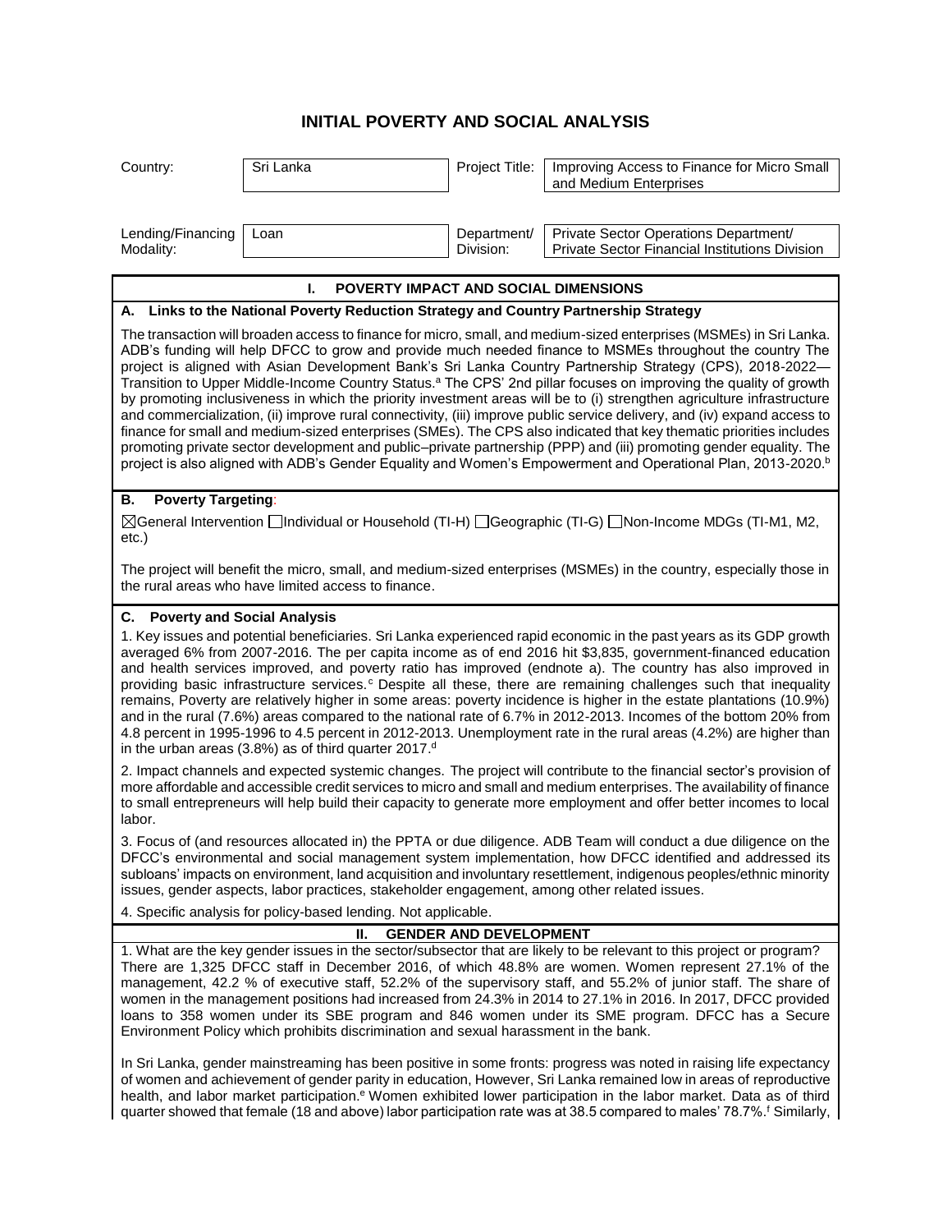# INITIAL POVERTY AND SOCIAL ANALYSIS

| Country: | Sri Lanka | Project Title: | Improving Access to Finance for Micro Small and Medium Enterprises |
|---|---|---|---|
| Lending/Financing Modality: | Loan | Department/ Division: | Private Sector Operations Department/ Private Sector Financial Institutions Division |

## I. POVERTY IMPACT AND SOCIAL DIMENSIONS

### A. Links to the National Poverty Reduction Strategy and Country Partnership Strategy

The transaction will broaden access to finance for micro, small, and medium-sized enterprises (MSMEs) in Sri Lanka. ADB's funding will help DFCC to grow and provide much needed finance to MSMEs throughout the country The project is aligned with Asian Development Bank's Sri Lanka Country Partnership Strategy (CPS), 2018-2022—Transition to Upper Middle-Income Country Status.[a] The CPS' 2nd pillar focuses on improving the quality of growth by promoting inclusiveness in which the priority investment areas will be to (i) strengthen agriculture infrastructure and commercialization, (ii) improve rural connectivity, (iii) improve public service delivery, and (iv) expand access to finance for small and medium-sized enterprises (SMEs). The CPS also indicated that key thematic priorities includes promoting private sector development and public–private partnership (PPP) and (iii) promoting gender equality. The project is also aligned with ADB's Gender Equality and Women's Empowerment and Operational Plan, 2013-2020.[b]

### B. Poverty Targeting:

☒General Intervention ☐Individual or Household (TI-H) ☐Geographic (TI-G) ☐Non-Income MDGs (TI-M1, M2, etc.)

The project will benefit the micro, small, and medium-sized enterprises (MSMEs) in the country, especially those in the rural areas who have limited access to finance.

### C. Poverty and Social Analysis

1. Key issues and potential beneficiaries. Sri Lanka experienced rapid economic in the past years as its GDP growth averaged 6% from 2007-2016. The per capita income as of end 2016 hit $3,835, government-financed education and health services improved, and poverty ratio has improved (endnote a). The country has also improved in providing basic infrastructure services.[c] Despite all these, there are remaining challenges such that inequality remains, Poverty are relatively higher in some areas: poverty incidence is higher in the estate plantations (10.9%) and in the rural (7.6%) areas compared to the national rate of 6.7% in 2012-2013. Incomes of the bottom 20% from 4.8 percent in 1995-1996 to 4.5 percent in 2012-2013. Unemployment rate in the rural areas (4.2%) are higher than in the urban areas (3.8%) as of third quarter 2017.[d]

2. Impact channels and expected systemic changes. The project will contribute to the financial sector's provision of more affordable and accessible credit services to micro and small and medium enterprises. The availability of finance to small entrepreneurs will help build their capacity to generate more employment and offer better incomes to local labor.

3. Focus of (and resources allocated in) the PPTA or due diligence. ADB Team will conduct a due diligence on the DFCC's environmental and social management system implementation, how DFCC identified and addressed its subloans' impacts on environment, land acquisition and involuntary resettlement, indigenous peoples/ethnic minority issues, gender aspects, labor practices, stakeholder engagement, among other related issues.

4. Specific analysis for policy-based lending. Not applicable.

## II. GENDER AND DEVELOPMENT

1. What are the key gender issues in the sector/subsector that are likely to be relevant to this project or program? There are 1,325 DFCC staff in December 2016, of which 48.8% are women. Women represent 27.1% of the management, 42.2 % of executive staff, 52.2% of the supervisory staff, and 55.2% of junior staff. The share of women in the management positions had increased from 24.3% in 2014 to 27.1% in 2016. In 2017, DFCC provided loans to 358 women under its SBE program and 846 women under its SME program. DFCC has a Secure Environment Policy which prohibits discrimination and sexual harassment in the bank.

In Sri Lanka, gender mainstreaming has been positive in some fronts: progress was noted in raising life expectancy of women and achievement of gender parity in education, However, Sri Lanka remained low in areas of reproductive health, and labor market participation.[e] Women exhibited lower participation in the labor market. Data as of third quarter showed that female (18 and above) labor participation rate was at 38.5 compared to males' 78.7%.[f] Similarly,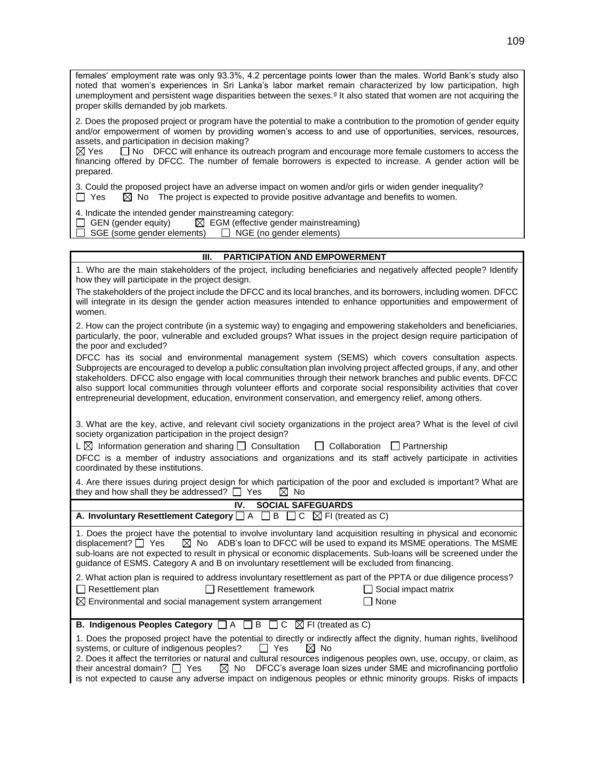females' employment rate was only 93.3%, 4.2 percentage points lower than the males. World Bank's study also noted that women's experiences in Sri Lanka's labor market remain characterized by low participation, high unemployment and persistent wage disparities between the sexes.[g] It also stated that women are not acquiring the proper skills demanded by job markets.

2. Does the proposed project or program have the potential to make a contribution to the promotion of gender equity and/or empowerment of women by providing women's access to and use of opportunities, services, resources, assets, and participation in decision making?
☒ Yes ☐ No DFCC will enhance its outreach program and encourage more female customers to access the financing offered by DFCC. The number of female borrowers is expected to increase. A gender action will be prepared.

3. Could the proposed project have an adverse impact on women and/or girls or widen gender inequality?
☐ Yes ☒ No The project is expected to provide positive advantage and benefits to women.

4. Indicate the intended gender mainstreaming category:
☐ GEN (gender equity) ☒ EGM (effective gender mainstreaming)
☐ SGE (some gender elements) ☐ NGE (no gender elements)

## III. PARTICIPATION AND EMPOWERMENT

1. Who are the main stakeholders of the project, including beneficiaries and negatively affected people? Identify how they will participate in the project design.

The stakeholders of the project include the DFCC and its local branches, and its borrowers, including women. DFCC will integrate in its design the gender action measures intended to enhance opportunities and empowerment of women.

2. How can the project contribute (in a systemic way) to engaging and empowering stakeholders and beneficiaries, particularly, the poor, vulnerable and excluded groups? What issues in the project design require participation of the poor and excluded?

DFCC has its social and environmental management system (SEMS) which covers consultation aspects. Subprojects are encouraged to develop a public consultation plan involving project affected groups, if any, and other stakeholders. DFCC also engage with local communities through their network branches and public events. DFCC also support local communities through volunteer efforts and corporate social responsibility activities that cover entrepreneurial development, education, environment conservation, and emergency relief, among others.

3. What are the key, active, and relevant civil society organizations in the project area? What is the level of civil society organization participation in the project design?

L ☒ Information generation and sharing ☐ Consultation ☐ Collaboration ☐ Partnership

DFCC is a member of industry associations and organizations and its staff actively participate in activities coordinated by these institutions.

4. Are there issues during project design for which participation of the poor and excluded is important? What are they and how shall they be addressed? ☐ Yes ☒ No

## IV. SOCIAL SAFEGUARDS

**A. Involuntary Resettlement Category** ☐ A ☐ B ☐ C ☒ FI (treated as C)

1. Does the project have the potential to involve involuntary land acquisition resulting in physical and economic displacement? ☐ Yes ☒ No ADB's loan to DFCC will be used to expand its MSME operations. The MSME sub-loans are not expected to result in physical or economic displacements. Sub-loans will be screened under the guidance of ESMS. Category A and B on involuntary resettlement will be excluded from financing.

2. What action plan is required to address involuntary resettlement as part of the PPTA or due diligence process?
☐ Resettlement plan ☐ Resettlement framework ☐ Social impact matrix
☒ Environmental and social management system arrangement ☐ None

**B. Indigenous Peoples Category** ☐ A ☐ B ☐ C ☒ FI (treated as C)

1. Does the proposed project have the potential to directly or indirectly affect the dignity, human rights, livelihood systems, or culture of indigenous peoples? ☐ Yes ☒ No
2. Does it affect the territories or natural and cultural resources indigenous peoples own, use, occupy, or claim, as their ancestral domain? ☐ Yes ☒ No DFCC's average loan sizes under SME and microfinancing portfolio is not expected to cause any adverse impact on indigenous peoples or ethnic minority groups. Risks of impacts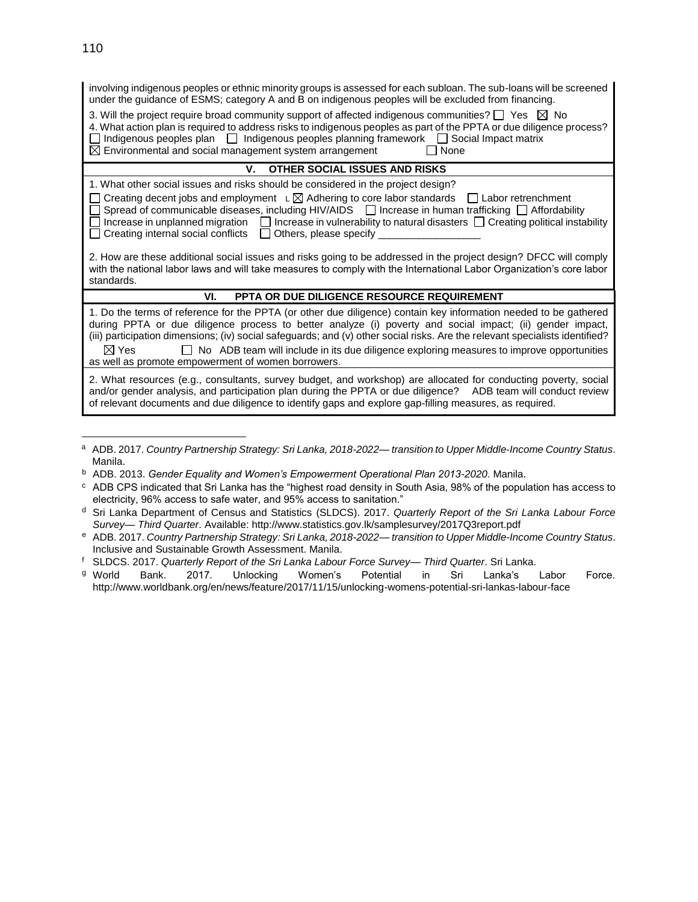involving indigenous peoples or ethnic minority groups is assessed for each subloan. The sub-loans will be screened under the guidance of ESMS; category A and B on indigenous peoples will be excluded from financing.

3. Will the project require broad community support of affected indigenous communities? ☐ Yes ☒ No

4. What action plan is required to address risks to indigenous peoples as part of the PPTA or due diligence process?
☐ Indigenous peoples plan ☐ Indigenous peoples planning framework ☐ Social Impact matrix
☒ Environmental and social management system arrangement ☐ None

## V. OTHER SOCIAL ISSUES AND RISKS

1. What other social issues and risks should be considered in the project design?

☐ Creating decent jobs and employment L ☒ Adhering to core labor standards ☐ Labor retrenchment
☐ Spread of communicable diseases, including HIV/AIDS ☐ Increase in human trafficking ☐ Affordability
☐ Increase in unplanned migration ☐ Increase in vulnerability to natural disasters ☐ Creating political instability
☐ Creating internal social conflicts ☐ Others, please specify \_\_\_\_\_\_\_\_\_\_\_\_\_\_\_\_\_\_

2. How are these additional social issues and risks going to be addressed in the project design? DFCC will comply with the national labor laws and will take measures to comply with the International Labor Organization's core labor standards.

## VI. PPTA OR DUE DILIGENCE RESOURCE REQUIREMENT

1. Do the terms of reference for the PPTA (or other due diligence) contain key information needed to be gathered during PPTA or due diligence process to better analyze (i) poverty and social impact; (ii) gender impact, (iii) participation dimensions; (iv) social safeguards; and (v) other social risks. Are the relevant specialists identified?

☒ Yes ☐ No ADB team will include in its due diligence exploring measures to improve opportunities as well as promote empowerment of women borrowers.

2. What resources (e.g., consultants, survey budget, and workshop) are allocated for conducting poverty, social and/or gender analysis, and participation plan during the PPTA or due diligence? ADB team will conduct review of relevant documents and due diligence to identify gaps and explore gap-filling measures, as required.

---

[a] ADB. 2017. *Country Partnership Strategy: Sri Lanka, 2018-2022— transition to Upper Middle-Income Country Status*. Manila.

[b] ADB. 2013. *Gender Equality and Women's Empowerment Operational Plan 2013-2020*. Manila.

[c] ADB CPS indicated that Sri Lanka has the "highest road density in South Asia, 98% of the population has access to electricity, 96% access to safe water, and 95% access to sanitation."

[d] Sri Lanka Department of Census and Statistics (SLDCS). 2017. *Quarterly Report of the Sri Lanka Labour Force Survey— Third Quarter*. Available: http://www.statistics.gov.lk/samplesurvey/2017Q3report.pdf

[e] ADB. 2017. *Country Partnership Strategy: Sri Lanka, 2018-2022— transition to Upper Middle-Income Country Status*. Inclusive and Sustainable Growth Assessment. Manila.

[f] SLDCS. 2017. *Quarterly Report of the Sri Lanka Labour Force Survey— Third Quarter*. Sri Lanka.

[g] World Bank. 2017. Unlocking Women's Potential in Sri Lanka's Labor Force. http://www.worldbank.org/en/news/feature/2017/11/15/unlocking-womens-potential-sri-lankas-labour-face